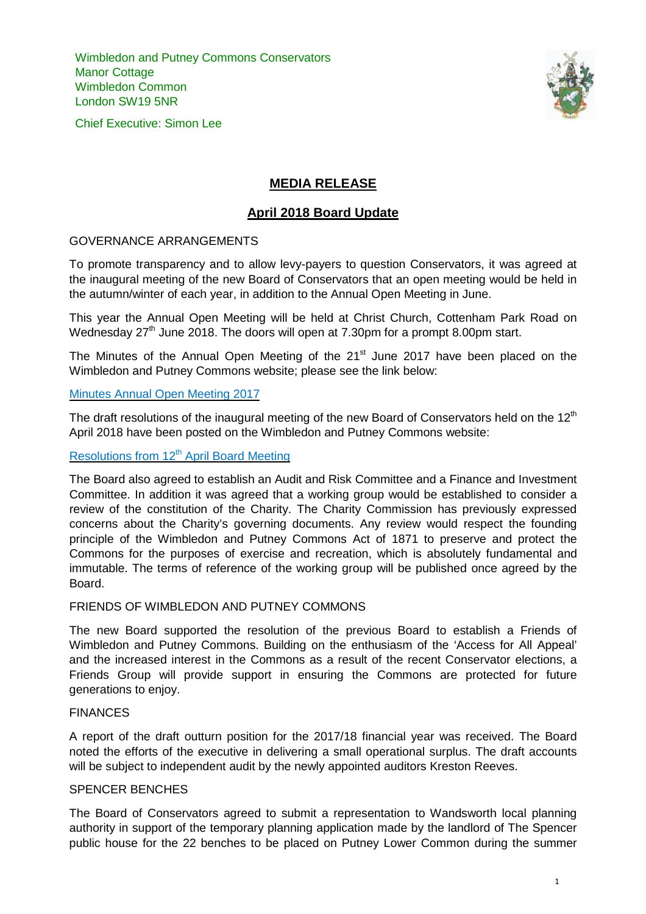Wimbledon and Putney Commons Conservators
Manor Cottage
Wimbledon Common
London SW19 5NR

Chief Executive: Simon Lee

# MEDIA RELEASE

## April 2018 Board Update

### GOVERNANCE ARRANGEMENTS

To promote transparency and to allow levy-payers to question Conservators, it was agreed at the inaugural meeting of the new Board of Conservators that an open meeting would be held in the autumn/winter of each year, in addition to the Annual Open Meeting in June.

This year the Annual Open Meeting will be held at Christ Church, Cottenham Park Road on Wednesday 27th June 2018. The doors will open at 7.30pm for a prompt 8.00pm start.

The Minutes of the Annual Open Meeting of the 21st June 2017 have been placed on the Wimbledon and Putney Commons website; please see the link below:

Minutes Annual Open Meeting 2017

The draft resolutions of the inaugural meeting of the new Board of Conservators held on the 12th April 2018 have been posted on the Wimbledon and Putney Commons website:

Resolutions from 12th April Board Meeting

The Board also agreed to establish an Audit and Risk Committee and a Finance and Investment Committee. In addition it was agreed that a working group would be established to consider a review of the constitution of the Charity. The Charity Commission has previously expressed concerns about the Charity's governing documents. Any review would respect the founding principle of the Wimbledon and Putney Commons Act of 1871 to preserve and protect the Commons for the purposes of exercise and recreation, which is absolutely fundamental and immutable. The terms of reference of the working group will be published once agreed by the Board.

### FRIENDS OF WIMBLEDON AND PUTNEY COMMONS

The new Board supported the resolution of the previous Board to establish a Friends of Wimbledon and Putney Commons. Building on the enthusiasm of the 'Access for All Appeal' and the increased interest in the Commons as a result of the recent Conservator elections, a Friends Group will provide support in ensuring the Commons are protected for future generations to enjoy.

### FINANCES

A report of the draft outturn position for the 2017/18 financial year was received. The Board noted the efforts of the executive in delivering a small operational surplus. The draft accounts will be subject to independent audit by the newly appointed auditors Kreston Reeves.

### SPENCER BENCHES

The Board of Conservators agreed to submit a representation to Wandsworth local planning authority in support of the temporary planning application made by the landlord of The Spencer public house for the 22 benches to be placed on Putney Lower Common during the summer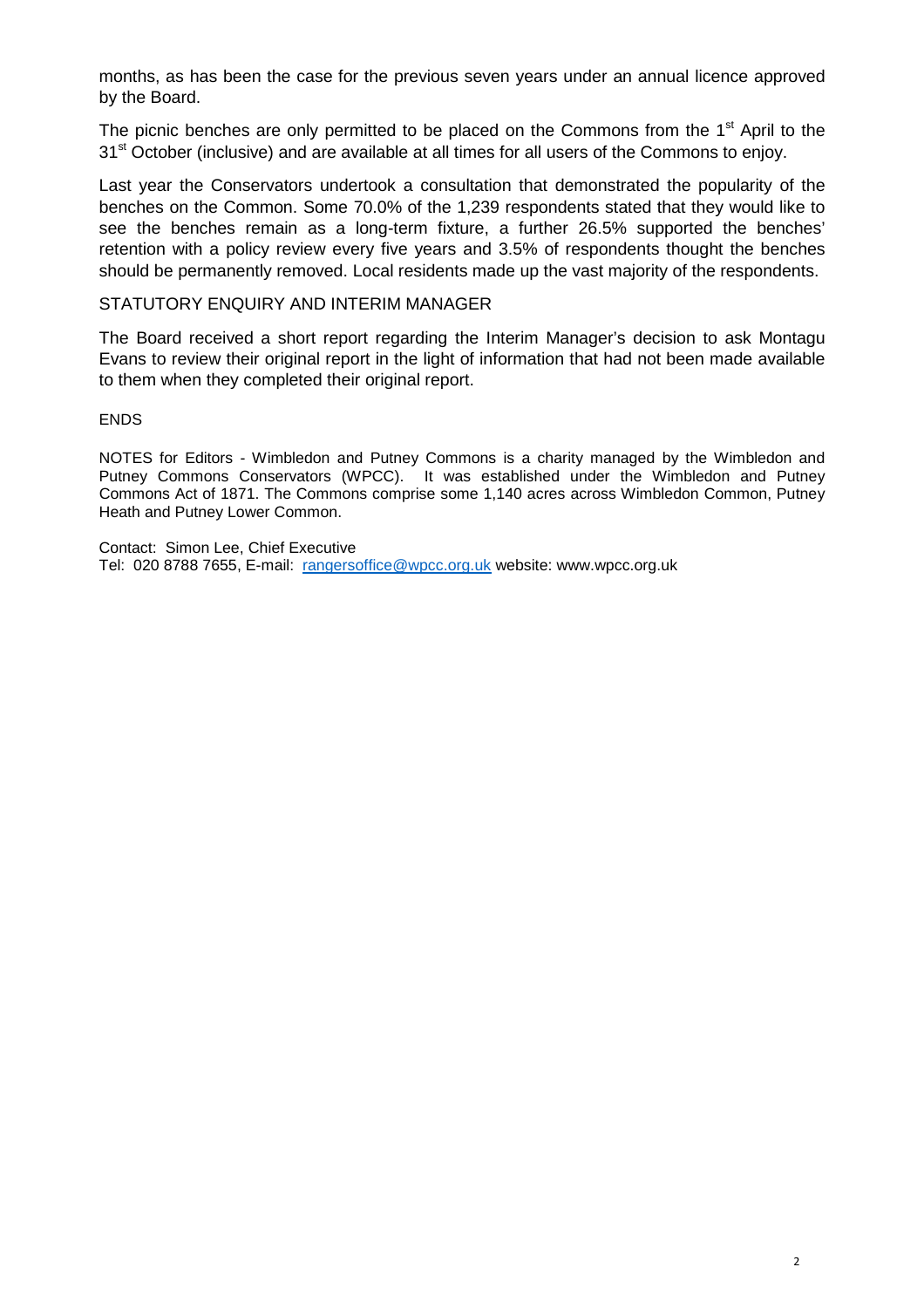months, as has been the case for the previous seven years under an annual licence approved by the Board.

The picnic benches are only permitted to be placed on the Commons from the 1st April to the 31st October (inclusive) and are available at all times for all users of the Commons to enjoy.

Last year the Conservators undertook a consultation that demonstrated the popularity of the benches on the Common. Some 70.0% of the 1,239 respondents stated that they would like to see the benches remain as a long-term fixture, a further 26.5% supported the benches' retention with a policy review every five years and 3.5% of respondents thought the benches should be permanently removed. Local residents made up the vast majority of the respondents.

## STATUTORY ENQUIRY AND INTERIM MANAGER

The Board received a short report regarding the Interim Manager's decision to ask Montagu Evans to review their original report in the light of information that had not been made available to them when they completed their original report.

ENDS

NOTES for Editors - Wimbledon and Putney Commons is a charity managed by the Wimbledon and Putney Commons Conservators (WPCC). It was established under the Wimbledon and Putney Commons Act of 1871. The Commons comprise some 1,140 acres across Wimbledon Common, Putney Heath and Putney Lower Common.

Contact: Simon Lee, Chief Executive
Tel: 020 8788 7655, E-mail: rangersoffice@wpcc.org.uk website: www.wpcc.org.uk